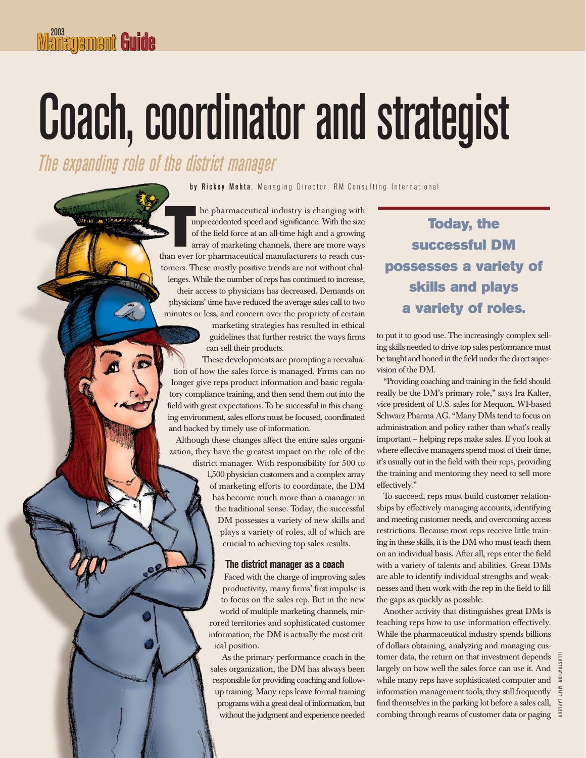# Coach, coordinator and strategist

*The expanding role of the district manager*

**by Rickey Mehta**, Managing Director, RM Consulting International

The pharmaceutical industry is changing with unprecedented speed and significance. With the size of the field force at an all-time high and a growing array of marketing channels, there are more ways than ever for pharmaceutical manufacturers to reach customers. These mostly positive trends are not without challenges. While the number of reps has continued to increase, their access to physicians has decreased. Demands on physicians' time have reduced the average sales call to two minutes or less, and concern over the propriety of certain marketing strategies has resulted in ethical guidelines that further restrict the ways firms can sell their products.

These developments are prompting a reevaluation of how the sales force is managed. Firms can no longer give reps product information and basic regulatory compliance training, and then send them out into the field with great expectations. To be successful in this changing environment, sales efforts must be focused, coordinated and backed by timely use of information.

Although these changes affect the entire sales organization, they have the greatest impact on the role of the district manager. With responsibility for 500 to 1,500 physician customers and a complex array of marketing efforts to coordinate, the DM has become much more than a manager in the traditional sense. Today, the successful DM possesses a variety of new skills and plays a variety of roles, all of which are crucial to achieving top sales results.

### The district manager as a coach

Faced with the charge of improving sales productivity, many firms' first impulse is to focus on the sales rep. But in the new world of multiple marketing channels, mirrored territories and sophisticated customer information, the DM is actually the most critical position.

As the primary performance coach in the sales organization, the DM has always been responsible for providing coaching and follow-up training. Many reps leave formal training programs with a great deal of information, but without the judgment and experience needed to put it to good use. The increasingly complex selling skills needed to drive top sales performance must be taught and honed in the field under the direct supervision of the DM.

> **Today, the successful DM possesses a variety of skills and plays a variety of roles.**

"Providing coaching and training in the field should really be the DM's primary role," says Ira Kalter, vice president of U.S. sales for Mequon, WI-based Schwarz Pharma AG. "Many DMs tend to focus on administration and policy rather than what's really important – helping reps make sales. If you look at where effective managers spend most of their time, it's usually out in the field with their reps, providing the training and mentoring they need to sell more effectively."

To succeed, reps must build customer relationships by effectively managing accounts, identifying and meeting customer needs, and overcoming access restrictions. Because most reps receive little training in these skills, it is the DM who must teach them on an individual basis. After all, reps enter the field with a variety of talents and abilities. Great DMs are able to identify individual strengths and weaknesses and then work with the rep in the field to fill the gaps as quickly as possible.

Another activity that distinguishes great DMs is teaching reps how to use information effectively. While the pharmaceutical industry spends billions of dollars obtaining, analyzing and managing customer data, the return on that investment depends largely on how well the sales force can use it. And while many reps have sophisticated computer and information management tools, they still frequently find themselves in the parking lot before a sales call, combing through reams of customer data or paging

ILLUSTRATION: MATT LAFLEUR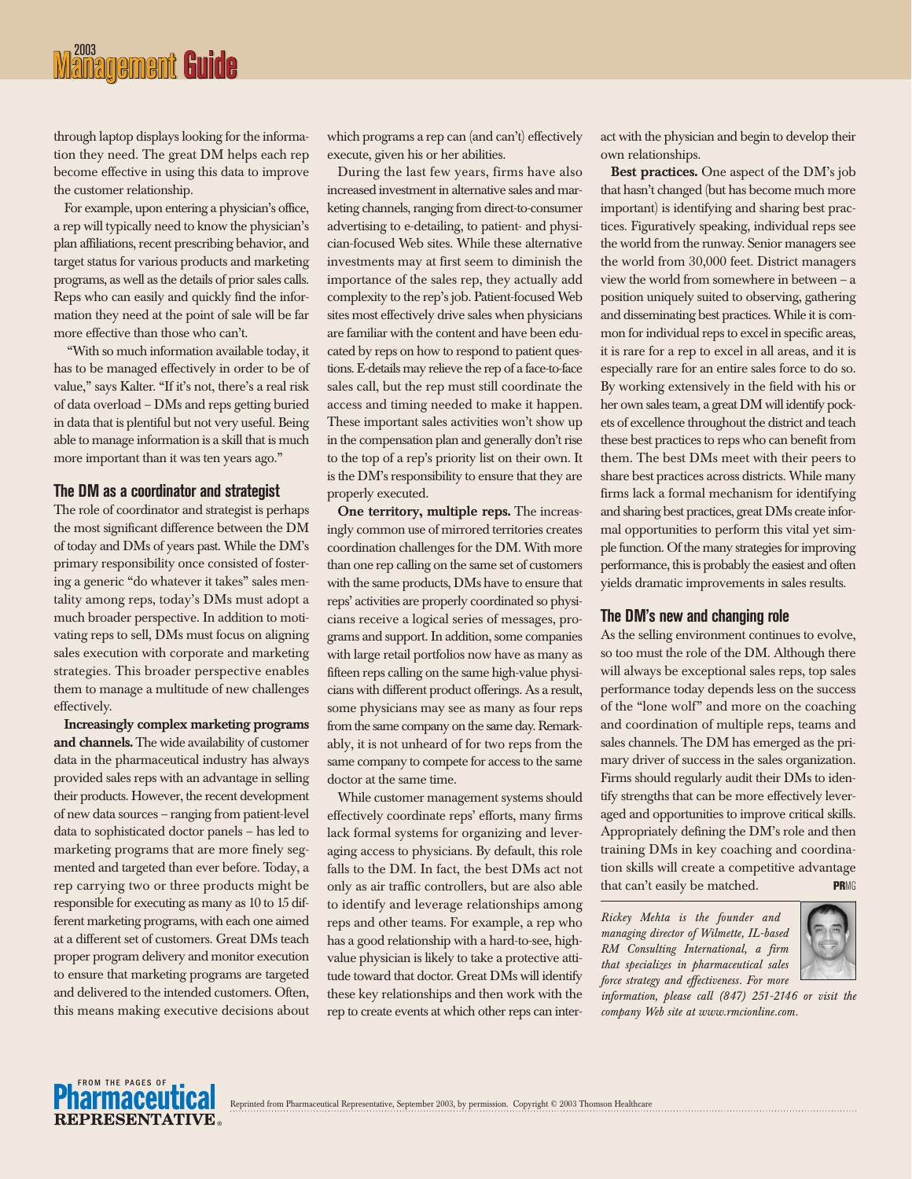through laptop displays looking for the information they need. The great DM helps each rep become effective in using this data to improve the customer relationship.

For example, upon entering a physician's office, a rep will typically need to know the physician's plan affiliations, recent prescribing behavior, and target status for various products and marketing programs, as well as the details of prior sales calls. Reps who can easily and quickly find the information they need at the point of sale will be far more effective than those who can't.

"With so much information available today, it has to be managed effectively in order to be of value," says Kalter. "If it's not, there's a real risk of data overload – DMs and reps getting buried in data that is plentiful but not very useful. Being able to manage information is a skill that is much more important than it was ten years ago."

## The DM as a coordinator and strategist

The role of coordinator and strategist is perhaps the most significant difference between the DM of today and DMs of years past. While the DM's primary responsibility once consisted of fostering a generic "do whatever it takes" sales mentality among reps, today's DMs must adopt a much broader perspective. In addition to motivating reps to sell, DMs must focus on aligning sales execution with corporate and marketing strategies. This broader perspective enables them to manage a multitude of new challenges effectively.

**Increasingly complex marketing programs and channels.** The wide availability of customer data in the pharmaceutical industry has always provided sales reps with an advantage in selling their products. However, the recent development of new data sources – ranging from patient-level data to sophisticated doctor panels – has led to marketing programs that are more finely segmented and targeted than ever before. Today, a rep carrying two or three products might be responsible for executing as many as 10 to 15 different marketing programs, with each one aimed at a different set of customers. Great DMs teach proper program delivery and monitor execution to ensure that marketing programs are targeted and delivered to the intended customers. Often, this means making executive decisions about which programs a rep can (and can't) effectively execute, given his or her abilities.

During the last few years, firms have also increased investment in alternative sales and marketing channels, ranging from direct-to-consumer advertising to e-detailing, to patient- and physician-focused Web sites. While these alternative investments may at first seem to diminish the importance of the sales rep, they actually add complexity to the rep's job. Patient-focused Web sites most effectively drive sales when physicians are familiar with the content and have been educated by reps on how to respond to patient questions. E-details may relieve the rep of a face-to-face sales call, but the rep must still coordinate the access and timing needed to make it happen. These important sales activities won't show up in the compensation plan and generally don't rise to the top of a rep's priority list on their own. It is the DM's responsibility to ensure that they are properly executed.

**One territory, multiple reps.** The increasingly common use of mirrored territories creates coordination challenges for the DM. With more than one rep calling on the same set of customers with the same products, DMs have to ensure that reps' activities are properly coordinated so physicians receive a logical series of messages, programs and support. In addition, some companies with large retail portfolios now have as many as fifteen reps calling on the same high-value physicians with different product offerings. As a result, some physicians may see as many as four reps from the same company on the same day. Remarkably, it is not unheard of for two reps from the same company to compete for access to the same doctor at the same time.

While customer management systems should effectively coordinate reps' efforts, many firms lack formal systems for organizing and leveraging access to physicians. By default, this role falls to the DM. In fact, the best DMs act not only as air traffic controllers, but are also able to identify and leverage relationships among reps and other teams. For example, a rep who has a good relationship with a hard-to-see, high-value physician is likely to take a protective attitude toward that doctor. Great DMs will identify these key relationships and then work with the rep to create events at which other reps can interact with the physician and begin to develop their own relationships.

**Best practices.** One aspect of the DM's job that hasn't changed (but has become much more important) is identifying and sharing best practices. Figuratively speaking, individual reps see the world from the runway. Senior managers see the world from 30,000 feet. District managers view the world from somewhere in between – a position uniquely suited to observing, gathering and disseminating best practices. While it is common for individual reps to excel in specific areas, it is rare for a rep to excel in all areas, and it is especially rare for an entire sales force to do so. By working extensively in the field with his or her own sales team, a great DM will identify pockets of excellence throughout the district and teach these best practices to reps who can benefit from them. The best DMs meet with their peers to share best practices across districts. While many firms lack a formal mechanism for identifying and sharing best practices, great DMs create informal opportunities to perform this vital yet simple function. Of the many strategies for improving performance, this is probably the easiest and often yields dramatic improvements in sales results.

## The DM's new and changing role

As the selling environment continues to evolve, so too must the role of the DM. Although there will always be exceptional sales reps, top sales performance today depends less on the success of the "lone wolf" and more on the coaching and coordination of multiple reps, teams and sales channels. The DM has emerged as the primary driver of success in the sales organization. Firms should regularly audit their DMs to identify strengths that can be more effectively leveraged and opportunities to improve critical skills. Appropriately defining the DM's role and then training DMs in key coaching and coordination skills will create a competitive advantage that can't easily be matched. **PR**MG

*Rickey Mehta is the founder and managing director of Wilmette, IL-based RM Consulting International, a firm that specializes in pharmaceutical sales force strategy and effectiveness. For more information, please call (847) 251-2146 or visit the company Web site at www.rmcionline.com.*

Reprinted from Pharmaceutical Representative, September 2003, by permission. Copyright © 2003 Thomson Healthcare